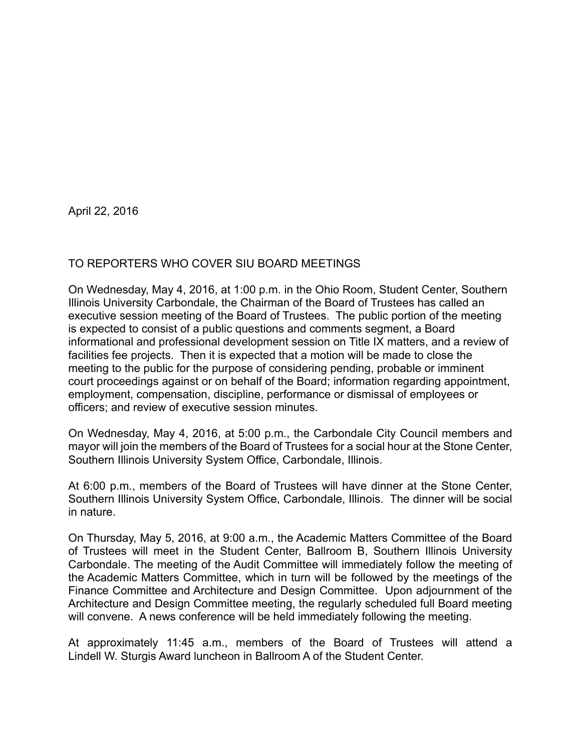April 22, 2016

TO REPORTERS WHO COVER SIU BOARD MEETINGS

On Wednesday, May 4, 2016, at 1:00 p.m. in the Ohio Room, Student Center, Southern Illinois University Carbondale, the Chairman of the Board of Trustees has called an executive session meeting of the Board of Trustees. The public portion of the meeting is expected to consist of a public questions and comments segment, a Board informational and professional development session on Title IX matters, and a review of facilities fee projects. Then it is expected that a motion will be made to close the meeting to the public for the purpose of considering pending, probable or imminent court proceedings against or on behalf of the Board; information regarding appointment, employment, compensation, discipline, performance or dismissal of employees or officers; and review of executive session minutes.

On Wednesday, May 4, 2016, at 5:00 p.m., the Carbondale City Council members and mayor will join the members of the Board of Trustees for a social hour at the Stone Center, Southern Illinois University System Office, Carbondale, Illinois.

At 6:00 p.m., members of the Board of Trustees will have dinner at the Stone Center, Southern Illinois University System Office, Carbondale, Illinois. The dinner will be social in nature.

On Thursday, May 5, 2016, at 9:00 a.m., the Academic Matters Committee of the Board of Trustees will meet in the Student Center, Ballroom B, Southern Illinois University Carbondale. The meeting of the Audit Committee will immediately follow the meeting of the Academic Matters Committee, which in turn will be followed by the meetings of the Finance Committee and Architecture and Design Committee. Upon adjournment of the Architecture and Design Committee meeting, the regularly scheduled full Board meeting will convene. A news conference will be held immediately following the meeting.

At approximately 11:45 a.m., members of the Board of Trustees will attend a Lindell W. Sturgis Award luncheon in Ballroom A of the Student Center.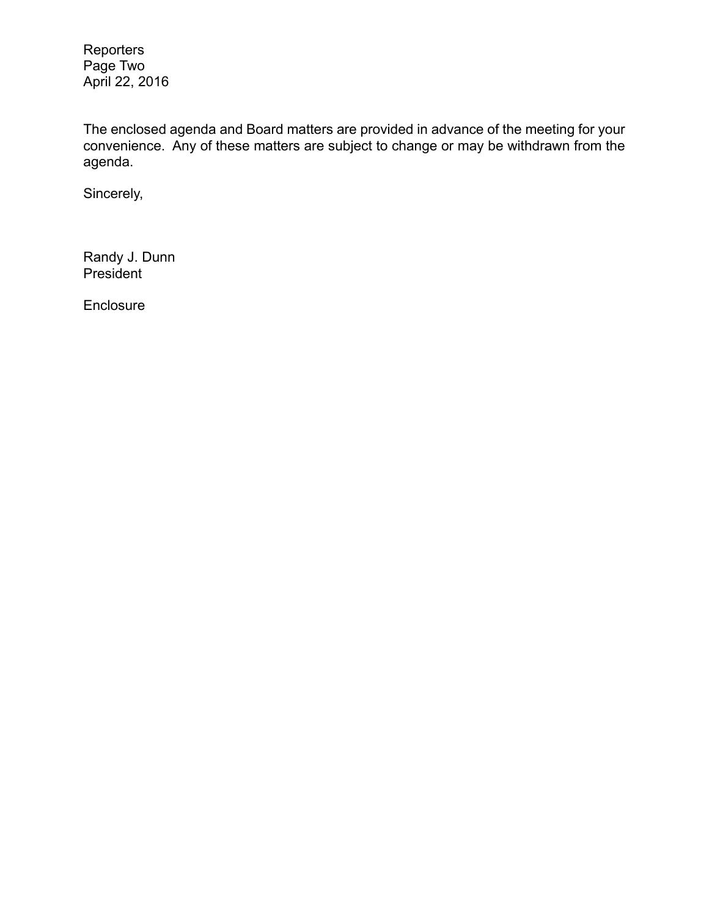The enclosed agenda and Board matters are provided in advance of the meeting for your convenience. Any of these matters are subject to change or may be withdrawn from the agenda.

Sincerely,

Randy J. Dunn
President

Enclosure